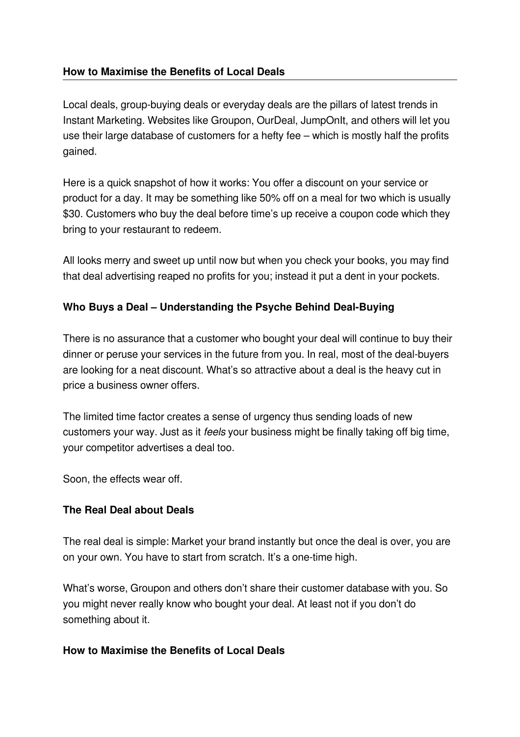## How to Maximise the Benefits of Local Deals

Local deals, group-buying deals or everyday deals are the pillars of latest trends in Instant Marketing. Websites like Groupon, OurDeal, JumpOnIt, and others will let you use their large database of customers for a hefty fee – which is mostly half the profits gained.

Here is a quick snapshot of how it works: You offer a discount on your service or product for a day. It may be something like 50% off on a meal for two which is usually $30. Customers who buy the deal before time's up receive a coupon code which they bring to your restaurant to redeem.

All looks merry and sweet up until now but when you check your books, you may find that deal advertising reaped no profits for you; instead it put a dent in your pockets.

### Who Buys a Deal – Understanding the Psyche Behind Deal-Buying

There is no assurance that a customer who bought your deal will continue to buy their dinner or peruse your services in the future from you. In real, most of the deal-buyers are looking for a neat discount. What's so attractive about a deal is the heavy cut in price a business owner offers.

The limited time factor creates a sense of urgency thus sending loads of new customers your way. Just as it *feels* your business might be finally taking off big time, your competitor advertises a deal too.

Soon, the effects wear off.

### The Real Deal about Deals

The real deal is simple: Market your brand instantly but once the deal is over, you are on your own. You have to start from scratch. It's a one-time high.

What's worse, Groupon and others don't share their customer database with you. So you might never really know who bought your deal. At least not if you don't do something about it.

### How to Maximise the Benefits of Local Deals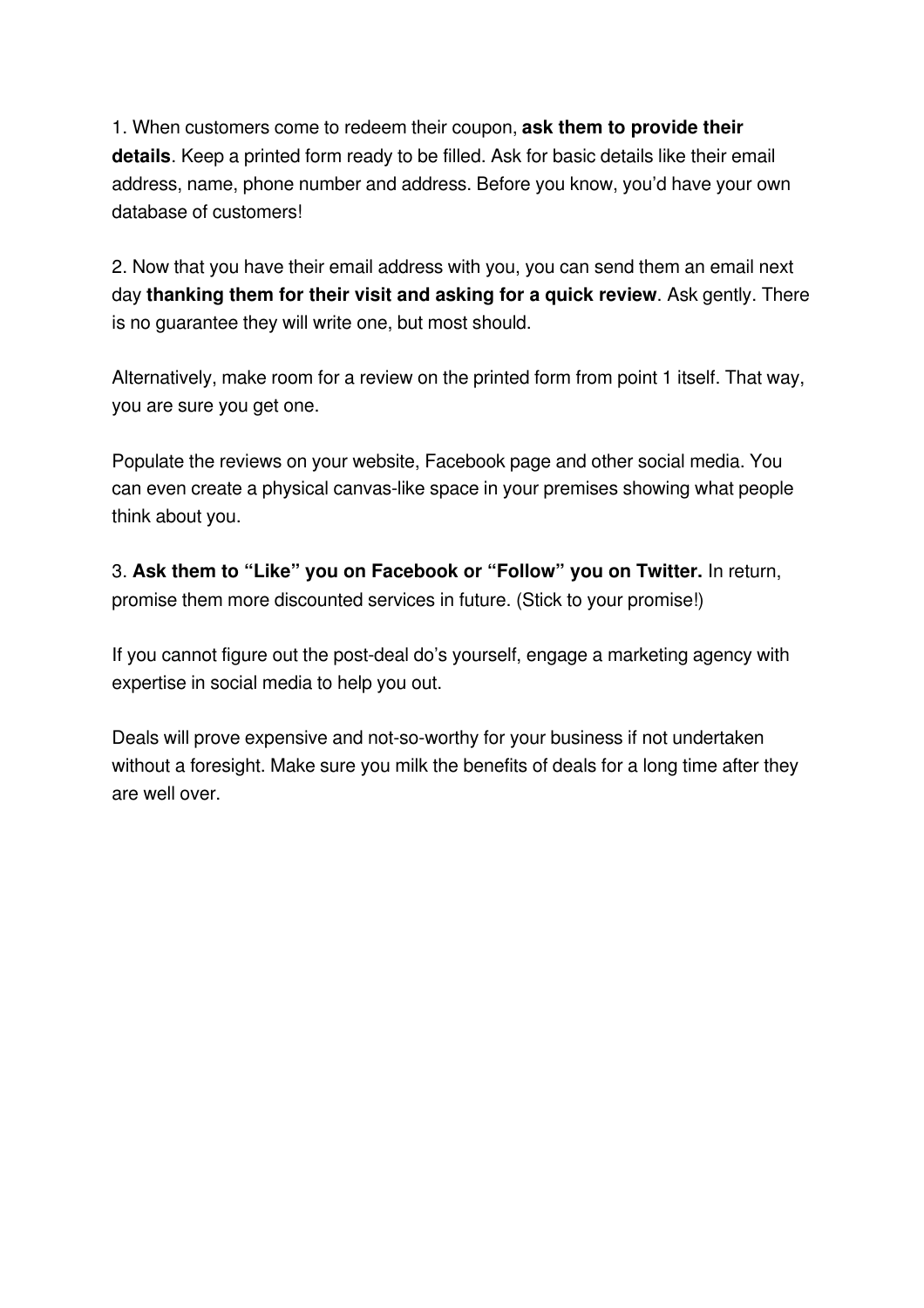1. When customers come to redeem their coupon, **ask them to provide their details**. Keep a printed form ready to be filled. Ask for basic details like their email address, name, phone number and address. Before you know, you'd have your own database of customers!

2. Now that you have their email address with you, you can send them an email next day **thanking them for their visit and asking for a quick review**. Ask gently. There is no guarantee they will write one, but most should.

Alternatively, make room for a review on the printed form from point 1 itself. That way, you are sure you get one.

Populate the reviews on your website, Facebook page and other social media. You can even create a physical canvas-like space in your premises showing what people think about you.

3. **Ask them to "Like" you on Facebook or "Follow" you on Twitter.** In return, promise them more discounted services in future. (Stick to your promise!)

If you cannot figure out the post-deal do's yourself, engage a marketing agency with expertise in social media to help you out.

Deals will prove expensive and not-so-worthy for your business if not undertaken without a foresight. Make sure you milk the benefits of deals for a long time after they are well over.